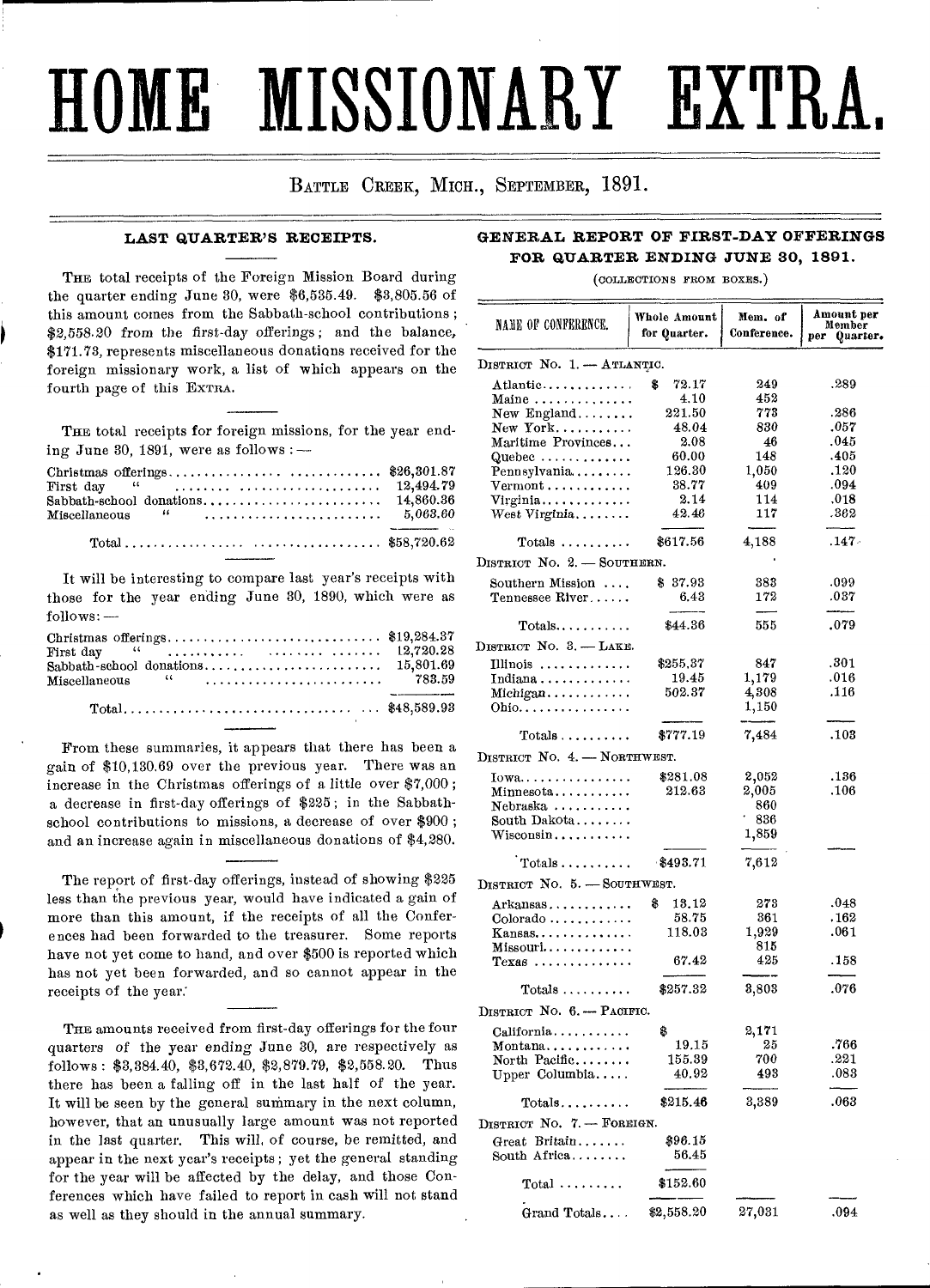# HOME MISSIONARY EXTRA.

Battle Creek, Mich., September, 1891.

### LAST QUARTER'S RECEIPTS.

The total receipts of the Foreign Mission Board during the quarter ending June 30, were $6,535.49. $3,805.56 of this amount comes from the Sabbath-school contributions; $2,558.20 from the first-day offerings; and the balance, $171.73, represents miscellaneous donations received for the foreign missionary work, a list of which appears on the fourth page of this Extra.

The total receipts for foreign missions, for the year ending June 30, 1891, were as follows: —

| | |
|---|---|
| Christmas offerings | $26,301.87 |
| First day " | 12,494.79 |
| Sabbath-school donations | 14,860.36 |
| Miscellaneous " | 5,063.60 |
| Total | $58,720.62 |

It will be interesting to compare last year's receipts with those for the year ending June 30, 1890, which were as follows: —

| | |
|---|---|
| Christmas offerings | $19,284.37 |
| First day " | 12,720.28 |
| Sabbath-school donations | 15,801.69 |
| Miscellaneous " | 783.59 |
| Total | $48,589.93 |

From these summaries, it appears that there has been a gain of $10,130.69 over the previous year. There was an increase in the Christmas offerings of a little over $7,000; a decrease in first-day offerings of $225; in the Sabbath-school contributions to missions, a decrease of over $900; and an increase again in miscellaneous donations of $4,280.

The report of first-day offerings, instead of showing $225 less than the previous year, would have indicated a gain of more than this amount, if the receipts of all the Conferences had been forwarded to the treasurer. Some reports have not yet come to hand, and over $500 is reported which has not yet been forwarded, and so cannot appear in the receipts of the year.

The amounts received from first-day offerings for the four quarters of the year ending June 30, are respectively as follows: $3,384.40, $3,672.40, $2,879.79, $2,558.20. Thus there has been a falling off in the last half of the year. It will be seen by the general summary in the next column, however, that an unusually large amount was not reported in the last quarter. This will, of course, be remitted, and appear in the next year's receipts; yet the general standing for the year will be affected by the delay, and those Conferences which have failed to report in cash will not stand as well as they should in the annual summary.

### GENERAL REPORT OF FIRST-DAY OFFERINGS FOR QUARTER ENDING JUNE 30, 1891.

(Collections from boxes.)

| Name of Conference. | Whole Amount for Quarter. | Mem. of Conference. | Amount per Member per Quarter. |
|---|---|---|---|
| District No. 1. — Atlantic. | | | |
| Atlantic | $ 72.17 | 249 | .289 |
| Maine | 4.10 | 452 | |
| New England | 221.50 | 773 | .286 |
| New York | 48.04 | 830 | .057 |
| Maritime Provinces | 2.08 | 46 | .045 |
| Quebec | 60.00 | 148 | .405 |
| Pennsylvania | 126.30 | 1,050 | .120 |
| Vermont | 38.77 | 409 | .094 |
| Virginia | 2.14 | 114 | .018 |
| West Virginia | 42.46 | 117 | .362 |
| Totals | $617.56 | 4,188 | .147 |
| District No. 2. — Southern. | | | |
| Southern Mission | $ 37.93 | 383 | .099 |
| Tennessee River | 6.43 | 172 | .037 |
| Totals | $44.36 | 555 | .079 |
| District No. 3. — Lake. | | | |
| Illinois | $255.37 | 847 | .301 |
| Indiana | 19.45 | 1,179 | .016 |
| Michigan | 502.37 | 4,308 | .116 |
| Ohio | | 1,150 | |
| Totals | $777.19 | 7,484 | .103 |
| District No. 4. — Northwest. | | | |
| Iowa | $281.08 | 2,052 | .136 |
| Minnesota | 212.63 | 2,005 | .106 |
| Nebraska | | 860 | |
| South Dakota | | 836 | |
| Wisconsin | | 1,859 | |
| Totals | $493.71 | 7,612 | |
| District No. 5. — Southwest. | | | |
| Arkansas | $ 13.12 | 273 | .048 |
| Colorado | 58.75 | 361 | .162 |
| Kansas | 118.03 | 1,929 | .061 |
| Missouri | | 815 | |
| Texas | 67.42 | 425 | .158 |
| Totals | $257.32 | 3,803 | .076 |
| District No. 6. — Pacific. | | | |
| California | $ | 2,171 | |
| Montana | 19.15 | 25 | .766 |
| North Pacific | 155.39 | 700 | .221 |
| Upper Columbia | 40.92 | 493 | .083 |
| Totals | $215.46 | 3,389 | .063 |
| District No. 7. — Foreign. | | | |
| Great Britain | $96.15 | | |
| South Africa | 56.45 | | |
| Total | $152.60 | | |
| Grand Totals | $2,558.20 | 27,031 | .094 |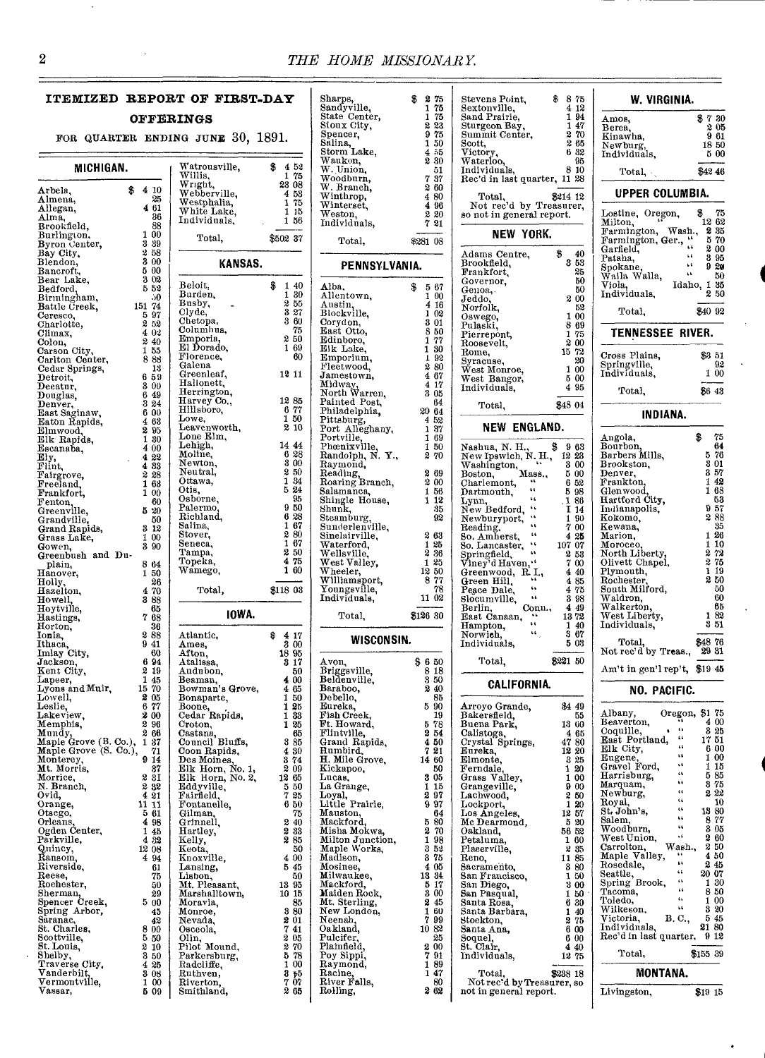## ITEMIZED REPORT OF FIRST-DAY OFFERINGS

FOR QUARTER ENDING JUNE 30, 1891.

### MICHIGAN.

| | |
|---|---|
| Arbela, | $ 4 10 |
| Almena, | 25 |
| Allegan, | 4 61 |
| Alma, | 36 |
| Brookfield, | 88 |
| Burlington, | 1 00 |
| Byron Center, | 3 39 |
| Bay City, | 2 58 |
| Blendon, | 3 00 |
| Bancroft, | 5 00 |
| Bear Lake, | 3 02 |
| Bedford, | 5 52 |
| Birmingham, | 50 |
| Battle Creek, | 151 74 |
| Ceresco, | 5 97 |
| Charlotte, | 2 52 |
| Climax, | 4 02 |
| Colon, | 2 40 |
| Carson City, | 1 55 |
| Carlton Center, | 8 88 |
| Cedar Springs, | 13 |
| Detroit, | 6 59 |
| Decatur, | 3 00 |
| Douglas, | 6 49 |
| Denver, | 3 24 |
| East Saginaw, | 6 00 |
| Eaton Rapids, | 4 63 |
| Elmwood, | 2 95 |
| Elk Rapids, | 1 30 |
| Escanaba, | 4 00 |
| Ely, | 4 22 |
| Flint, | 4 33 |
| Fairgrove, | 2 28 |
| Freeland, | 1 63 |
| Frankfort, | 1 00 |
| Fenton, | 60 |
| Greenville, | 5 20 |
| Grandville, | 50 |
| Grand Rapids, | 3 12 |
| Grass Lake, | 1 00 |
| Gowen, | 3 90 |
| Greenbush and Duplain, | 8 64 |
| Hanover, | 1 50 |
| Holly, | 26 |
| Hazelton, | 4 70 |
| Howell, | 3 88 |
| Hoytville, | 65 |
| Hastings, | 7 68 |
| Horton, | 36 |
| Ionia, | 2 88 |
| Ithaca, | 9 41 |
| Imlay City, | 60 |
| Jackson, | 6 94 |
| Kent City, | 2 19 |
| Lapeer, | 1 45 |
| Lyons and Muir, | 15 70 |
| Lowell, | 2 05 |
| Leslie, | 6 77 |
| Lakeview, | 2 00 |
| Memphis, | 2 96 |
| Mundy, | 2 66 |
| Maple Grove (B. Co.), | 1 37 |
| Maple Grove (S. Co.), | 71 |
| Monterey, | 9 14 |
| Mt. Morris, | 37 |
| Morrice, | 2 31 |
| N. Branch, | 2 32 |
| Ovid, | 4 21 |
| Orange, | 11 11 |
| Otsego, | 5 61 |
| Orleans, | 4 98 |
| Ogden Center, | 1 45 |
| Parkville, | 4 32 |
| Quincy, | 12 08 |
| Ransom, | 4 94 |
| Riverside, | 61 |
| Reese, | 75 |
| Rochester, | 50 |
| Sherman, | 29 |
| Spencer Creek, | 5 00 |
| Spring Arbor, | 45 |
| Saranac, | 42 |
| St. Charles, | 8 00 |
| Scottville, | 5 50 |
| St. Louis, | 2 10 |
| Shelby, | 3 50 |
| Traverse City, | 4 25 |
| Vanderbilt, | 3 08 |
| Vermontville, | 1 00 |
| Vassar, | 5 09 |
| Watrousville, | $ 4 52 |
| Willis, | 1 75 |
| Wright, | 23 08 |
| Webberville, | 4 53 |
| Westphalia, | 1 75 |
| White Lake, | 1 15 |
| Individuals, | 1 56 |
| Total, | $502 37 |

### KANSAS.

| | |
|---|---|
| Beloit, | $ 1 40 |
| Burden, | 1 30 |
| Busby, | 2 55 |
| Clyde, | 3 27 |
| Chetopa, | 3 60 |
| Columbus, | 75 |
| Emporia, | 2 50 |
| El Dorado, | 1 69 |
| Florence, | 60 |
| Galena | |
| Greenleaf, | 12 11 |
| Hallonett, | |
| Herrington, | |
| Harvey Co., | 12 85 |
| Hillsboro, | 6 77 |
| Lowe, | 1 50 |
| Leavenworth, | 2 10 |
| Lone Elm, | |
| Lehigh, | 14 44 |
| Moline, | 6 28 |
| Newton, | 3 00 |
| Neutral, | 2 50 |
| Ottawa, | 1 34 |
| Otis, | 5 24 |
| Osborne, | 95 |
| Palermo, | 9 50 |
| Richland, | 6 28 |
| Salina, | 1 67 |
| Stover, | 2 80 |
| Seneca, | 1 67 |
| Tampa, | 2 50 |
| Topeka, | 4 75 |
| Wamego, | 1 60 |
| Total, | $118 03 |

### IOWA.

| | |
|---|---|
| Atlantic, | $ 4 17 |
| Ames, | 3 00 |
| Afton, | 18 95 |
| Atalissa, | 3 17 |
| Audubon, | 50 |
| Beaman, | 4 00 |
| Bowman's Grove, | 4 65 |
| Bonaparte, | 1 50 |
| Boone, | 1 25 |
| Cedar Rapids, | 1 33 |
| Croton, | 1 25 |
| Castana, | 65 |
| Council Bluffs, | 3 85 |
| Coon Rapids, | 4 30 |
| Des Moines, | 3 74 |
| Elk Horn, No. 1, | 2 09 |
| Elk Horn, No. 2, | 12 65 |
| Eddyville, | 5 50 |
| Fairfield, | 7 25 |
| Fontanelle, | 6 50 |
| Gilman, | 75 |
| Grinnell, | 2 40 |
| Hartley, | 2 33 |
| Kelly, | 2 85 |
| Keota, | 50 |
| Knoxville, | 4 00 |
| Lansing, | 5 45 |
| Lisbon, | 50 |
| Mt. Pleasant, | 13 95 |
| Marshalltown, | 10 15 |
| Moravia, | 85 |
| Monroe, | 3 80 |
| Nevada, | 2 01 |
| Osceola, | 7 41 |
| Olin, | 2 05 |
| Pilot Mound, | 2 70 |
| Parkersburg, | 5 78 |
| Radcliffe, | 1 00 |
| Ruthven, | 3 65 |
| Riverton, | 7 07 |
| Smithland, | 2 65 |
| Sharps, | $ 2 75 |
| Sandyville, | 1 75 |
| State Center, | 1 75 |
| Sioux City, | 2 23 |
| Spencer, | 9 75 |
| Salina, | 1 50 |
| Storm Lake, | 4 55 |
| Waukon, | 2 30 |
| W. Union, | 51 |
| Woodburn, | 7 37 |
| W. Branch, | 2 60 |
| Winthrop, | 4 80 |
| Winterset, | 4 96 |
| Weston, | 2 20 |
| Individuals, | 7 21 |
| Total, | $281 08 |

### PENNSYLVANIA.

| | |
|---|---|
| Alba, | $ 5 67 |
| Allentown, | 1 00 |
| Austin, | 4 16 |
| Blockville, | 1 02 |
| Corydon, | 3 01 |
| East Otto, | 8 50 |
| Edinboro, | 1 77 |
| Elk Lake, | 1 30 |
| Emporium, | 1 92 |
| Fleetwood, | 2 80 |
| Jamestown, | 4 67 |
| Midway, | 4 17 |
| North Warren, | 3 05 |
| Painted Post, | 64 |
| Philadelphia, | 20 64 |
| Pittsburg, | 4 52 |
| Port Allegheny, | 1 37 |
| Portville, | 1 69 |
| Phœnixville, | 1 50 |
| Randolph, N. Y., | 2 70 |
| Raymond, | |
| Reading, | 2 69 |
| Roaring Branch, | 2 00 |
| Salamanca, | 1 56 |
| Shingle House, | 1 12 |
| Shunk, | 35 |
| Steamburg, | 92 |
| Sunderlenville, | |
| Sinclairville, | 2 63 |
| Waterford, | 1 25 |
| Wellsville, | 2 36 |
| West Valley, | 1 25 |
| Wheeler, | 12 50 |
| Williamsport, | 8 77 |
| Youngsville, | 78 |
| Individuals, | 11 02 |
| Total, | $126 30 |

### WISCONSIN.

| | |
|---|---|
| Avon, | $ 6 50 |
| Briggsville, | 8 18 |
| Beldenville, | 3 50 |
| Baraboo, | 2 40 |
| Debello, | 85 |
| Eureka, | 5 90 |
| Fish Creek, | 19 |
| Ft. Howard, | 5 78 |
| Flintville, | 2 54 |
| Grand Rapids, | 4 50 |
| Humbird, | 7 21 |
| H. Mile Grove, | 14 60 |
| Kickapoo, | 50 |
| Lucas, | 3 05 |
| La Grange, | 1 15 |
| Loyal, | 2 97 |
| Little Prairie, | 9 97 |
| Mauston, | 64 |
| Mackford, | 5 80 |
| Misha Mokwa, | 2 70 |
| Milton Junction, | 1 98 |
| Maple Works, | 3 52 |
| Madison, | 3 75 |
| Mosinee, | 4 05 |
| Milwaukee, | 13 34 |
| Mackford, | 5 17 |
| Maiden Rock, | 3 00 |
| Mt. Sterling, | 2 45 |
| New London, | 1 60 |
| Neenah, | 7 99 |
| Oakland, | 10 82 |
| Pulcifer, | 25 |
| Plainfield, | 2 00 |
| Poy Sippi, | 7 91 |
| Raymond, | 1 89 |
| Racine, | 1 47 |
| River Falls, | 80 |
| Rolling, | 2 62 |
| Stevens Point, | $ 8 75 |
| Sextonville, | 4 12 |
| Sand Prairie, | 1 94 |
| Sturgeon Bay, | 1 47 |
| Summit Center, | 2 70 |
| Scott, | 2 65 |
| Victory, | 6 32 |
| Waterloo, | 95 |
| Individuals, | 8 10 |
| Rec'd in last quarter, | 11 28 |
| Total, | $214 12 |

Not rec'd by Treasurer, so not in general report.

### NEW YORK.

| | |
|---|---|
| Adams Centre, | $ 40 |
| Brookfield, | 3 53 |
| Frankfort, | 25 |
| Governor, | 50 |
| Genoa, | 50 |
| Jeddo, | 2 00 |
| Norfolk, | 52 |
| Oswego, | 1 00 |
| Pulaski, | 8 69 |
| Pierrepont, | 1 75 |
| Roosevelt, | 2 00 |
| Rome, | 15 72 |
| Syracuse, | 20 |
| West Monroe, | 1 00 |
| West Bangor, | 5 00 |
| Individuals, | 4 95 |
| Total, | $48 04 |

### NEW ENGLAND.

| | |
|---|---|
| Nashua, N. H., | $ 9 63 |
| New Ipswich, N. H., | 12 23 |
| Washington, " | 3 00 |
| Boston, Mass., | 5 00 |
| Charlemont, " | 6 52 |
| Dartmouth, " | 5 98 |
| Lynn, " | 1 86 |
| New Bedford, " | 1 14 |
| Newburyport, " | 1 90 |
| Reading, " | 7 00 |
| So. Amherst, " | 4 25 |
| So. Lancaster, " | 107 07 |
| Springfield, " | 2 53 |
| Viney'd Haven," | 7 00 |
| Greenwood, R. I., | 4 40 |
| Green Hill, " | 4 85 |
| Peace Dale, " | 4 75 |
| Slocumville, " | 3 98 |
| Berlin, Conn., | 4 49 |
| East Canaan, " | 13 72 |
| Hampton, " | 1 40 |
| Norwich, " | 3 67 |
| Individuals, | 5 03 |
| Total, | $221 50 |

### CALIFORNIA.

| | |
|---|---|
| Arroyo Grande, | $4 49 |
| Bakersfield, | 55 |
| Buena Park, | 13 60 |
| Calistoga, | 4 65 |
| Crystal Springs, | 47 80 |
| Eureka, | 12 20 |
| Elmonte, | 3 25 |
| Ferndale, | 1 20 |
| Grass Valley, | 1 00 |
| Grangeville, | 9 00 |
| Lachwood, | 2 50 |
| Lockport, | 1 20 |
| Los Angeles, | 12 57 |
| Mc Dearmond, | 5 20 |
| Oakland, | 56 52 |
| Petaluma, | 1 60 |
| Placerville, | 2 35 |
| Reno, | 11 85 |
| Sacramento, | 3 80 |
| San Francisco, | 1 50 |
| San Diego, | 3 00 |
| San Pasqual, | 1 50 |
| Santa Rosa, | 6 30 |
| Santa Barbara, | 1 40 |
| Stockton, | 2 75 |
| Santa Ana, | 6 00 |
| Soquel, | 6 00 |
| St. Clair, | 4 40 |
| Individuals, | 12 75 |
| Total, | $238 18 |

Not rec'd by Treasurer, so not in general report.

### W. VIRGINIA.

| | |
|---|---|
| Amos, | $ 7 30 |
| Berea, | 2 05 |
| Kinawha, | 9 61 |
| Newburg, | 18 50 |
| Individuals, | 5 00 |
| Total, | $42 46 |

### UPPER COLUMBIA.

| | |
|---|---|
| Lostine, Oregon, | $ 75 |
| Milton, " | 12 62 |
| Farmington, Wash., | 2 35 |
| Farmington, Ger., " | 5 70 |
| Garfield, " | 2 00 |
| Pataha, " | 3 95 |
| Spokane, " | 9 20 |
| Walla Walla, " | 50 |
| Viola, Idaho, | 1 35 |
| Individuals, | 2 50 |
| Total, | $40 92 |

### TENNESSEE RIVER.

| | |
|---|---|
| Cross Plains, | $3 51 |
| Springville, | 92 |
| Individuals, | 1 00 |
| Total, | $6 43 |

### INDIANA.

| | |
|---|---|
| Angola, | $ 75 |
| Bourbon, | 64 |
| Barbers Mills, | 5 76 |
| Brookston, | 3 01 |
| Denver, | 3 57 |
| Frankton, | 1 42 |
| Glenwood, | 1 68 |
| Hartford City, | 53 |
| Indianapolis, | 9 57 |
| Kokomo, | 2 88 |
| Kewana, | 35 |
| Marion, | 1 26 |
| Moroceo, | 1 10 |
| North Liberty, | 2 72 |
| Olivett Chapel, | 2 75 |
| Plymouth, | 1 19 |
| Rochester, | 2 50 |
| South Milford, | 50 |
| Waldron, | 60 |
| Walkerton, | 65 |
| West Liberty, | 1 82 |
| Individuals, | 3 51 |
| Total, | $48 76 |
| Not rec'd by Treas., | 29 31 |
| Am't in gen'l rep't, | $19 45 |

### NO. PACIFIC.

| | |
|---|---|
| Albany, Oregon, | $1 75 |
| Beaverton, " | 4 00 |
| Coquille, " | 3 25 |
| East Portland, " | 17 51 |
| Elk City, " | 6 00 |
| Eugene, " | 1 00 |
| Gravel Ford, " | 1 15 |
| Harrisburg, " | 5 85 |
| Marquam, " | 8 75 |
| Newburg, " | 2 22 |
| Royal, " | 10 |
| St. John's, " | 13 80 |
| Salem, " | 8 77 |
| Woodburn, " | 3 05 |
| West Union, " | 2 60 |
| Carrolton, Wash., | 2 50 |
| Maple Valley, " | 4 50 |
| Rosedale, " | 2 45 |
| Seattle, " | 20 07 |
| Spring Brook, " | 1 30 |
| Tacoma, " | 8 50 |
| Toledo, " | 1 00 |
| Wilkeson, " | 3 20 |
| Victoria, B. C., | 5 45 |
| Individuals, | 21 80 |
| Rec'd in last quarter, | 9 12 |
| Total, | $155 39 |

### MONTANA.

| | |
|---|---|
| Livingston, | $19 15 |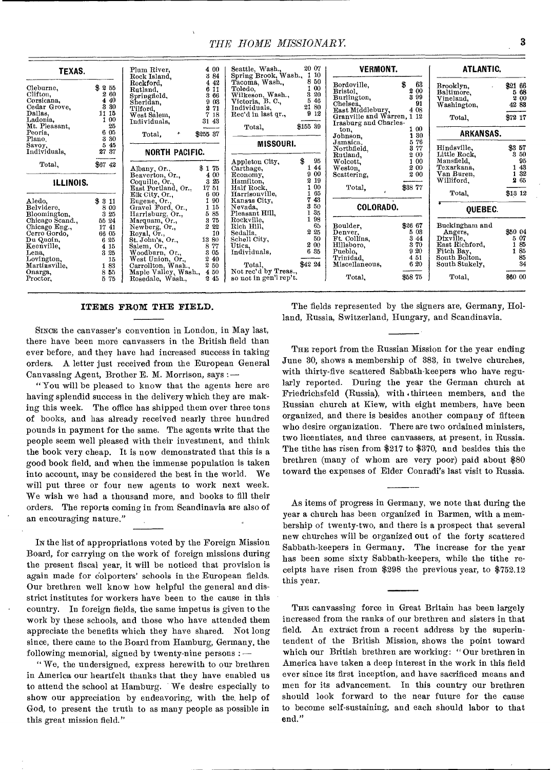## TEXAS.

| | |
|---|---|
| Cleburne, | $ 2 55 |
| Clifton, | 2 60 |
| Corsicana, | 4 40 |
| Cedar Grove, | 3 30 |
| Dallas, | 11 15 |
| Ladonia, | 1 00 |
| Mt. Pleasant, | 25 |
| Peoria, | 6 05 |
| Plano, | 3 30 |
| Savoy, | 5 45 |
| Individuals, | 27 37 |
| Total, | $67 42 |

## ILLINOIS.

| | |
|---|---|
| Aledo, | $ 3 11 |
| Belvidere, | 8 00 |
| Bloomington, | 3 25 |
| Chicago Scand., | 55 24 |
| Chicago Eng., | 17 41 |
| Cerro Gordo, | 66 05 |
| Du Quoin, | 6 25 |
| Keenville, | 4 15 |
| Lena, | 3 25 |
| Lovington, | 15 |
| Martinsville, | 1 83 |
| Onarga, | 8 55 |
| Proctor, | 5 75 |
| Plum River, | 4 00 |
| Rock Island, | 3 84 |
| Rockford, | 4 42 |
| Rutland, | 6 11 |
| Springfield, | 3 66 |
| Sheridan, | 9 08 |
| Tilford, | 2 71 |
| West Salem, | 7 18 |
| Individuals, | 31 48 |
| Total, | $255 37 |

## NORTH PACIFIC.

| | |
|---|---|
| Albany, Or., | $ 1 75 |
| Beaverton, Or., | 4 00 |
| Coquille, Or., | 3 25 |
| East Portland, Or., | 17 51 |
| Elk City, Or., | 6 00 |
| Eugene, Or., | 1 90 |
| Gravel Ford, Or., | 1 15 |
| Harrisburg, Or., | 5 85 |
| Marquam, Or., | 3 75 |
| Newberg, Or., | 2 22 |
| Royal, Or., | 10 |
| St. John's, Or., | 13 80 |
| Salem, Or., | 8 77 |
| Woodburn, Or., | 3 05 |
| West Union, Or., | 2 40 |
| Carrollton, Wash., | 2 50 |
| Maple Valley, Wash., | 4 50 |
| Rosedale, Wash., | 2 45 |
| Seattle, Wash., | 20 07 |
| Spring Brook, Wash., | 1 10 |
| Tacoma, Wash., | 8 50 |
| Toledo, | 1 00 |
| Wilkeson, Wash., | 3 20 |
| Victoria, B. C., | 5 46 |
| Individuals, | 21 80 |
| Rec'd in last qr., | 9 12 |
| Total, | $155 39 |

## MISSOURI.

| | |
|---|---|
| Appleton City, | $ 95 |
| Carthage, | 1 44 |
| Economy, | 9 00 |
| Hamilton, | 2 19 |
| Half Rock, | 1 00 |
| Harrisonville, | 1 65 |
| Kansas City, | 7 43 |
| Nevada, | 3 50 |
| Pleasant Hill, | 1 35 |
| Rockville, | 1 98 |
| Rich Hill, | 65 |
| Sedalia, | 2 25 |
| Schell City, | 50 |
| Utica, | 2 00 |
| Individuals, | 6 35 |
| Total, | $42 24 |

Not rec'd by Treas., so not in gen'l rep't.

## VERMONT.

| | |
|---|---|
| Bordoville, | $ 63 |
| Bristol, | 2 00 |
| Burlington, | 3 99 |
| Chelsea, | 91 |
| East Middlebury, | 4 08 |
| Granville and Warren, | 1 12 |
| Irasburg and Charleston, | 1 00 |
| Johnson, | 1 30 |
| Jamaica, | 5 76 |
| Northfield, | 3 77 |
| Rutland, | 2 00 |
| Wolcott, | 1 00 |
| Weston, | 2 00 |
| Scattering, | 2 00 |
| Total, | $38 77 |

## COLORADO.

| | |
|---|---|
| Boulder, | $26 67 |
| Denver, | 5 03 |
| Ft. Collins, | 3 44 |
| Hillsboro, | 3 70 |
| Pueblo, | 9 20 |
| Trinidad, | 4 51 |
| Miscellaneous, | 6 20 |
| Total, | $58 75 |

## ATLANTIC.

| | |
|---|---|
| Brooklyn, | $21 66 |
| Baltimore, | 5 68 |
| Vineland, | 2 00 |
| Washington, | 42 83 |
| Total, | $72 17 |

## ARKANSAS.

| | |
|---|---|
| Hindsville, | $3 57 |
| Little Rock, | 3 50 |
| Mansfield, | 95 |
| Texarkana, | 1 43 |
| Van Buren, | 1 32 |
| Williford, | 2 65 |
| Total, | $13 12 |

## QUEBEC.

| | |
|---|---|
| Buckingham and Angers, | $50 04 |
| Dixville, | 5 07 |
| East Richford, | 1 85 |
| Fitch Bay, | 1 85 |
| South Bolton, | 85 |
| South Stukely, | 34 |
| Total, | $60 00 |

## ITEMS FROM THE FIELD.

Since the canvasser's convention in London, in May last, there have been more canvassers in the British field than ever before, and they have had increased success in taking orders. A letter just received from the European General Canvassing Agent, Brother E. M. Morrison, says :—

"You will be pleased to know that the agents here are having splendid success in the delivery which they are making this week. The office has shipped them over three tons of books, and has already received nearly three hundred pounds in payment for the same. The agents write that the people seem well pleased with their investment, and think the book very cheap. It is now demonstrated that this is a good book field, and when the immense population is taken into account, may be considered the best in the world. We will put three or four new agents to work next week. We wish we had a thousand more, and books to fill their orders. The reports coming in from Scandinavia are also of an encouraging nature."

In the list of appropriations voted by the Foreign Mission Board, for carrying on the work of foreign missions during the present fiscal year, it will be noticed that provision is again made for colporters' schools in the European fields. Our brethren well know how helpful the general and district institutes for workers have been to the cause in this country. In foreign fields, the same impetus is given to the work by these schools, and those who have attended them appreciate the benefits which they have shared. Not long since, there came to the Board from Hamburg, Germany, the following memorial, signed by twenty-nine persons :—

"We, the undersigned, express herewith to our brethren in America our heartfelt thanks that they have enabled us to attend the school at Hamburg. We desire especially to show our appreciation by endeavoring, with the help of God, to present the truth to as many people as possible in this great mission field."

The fields represented by the signers are, Germany, Holland, Russia, Switzerland, Hungary, and Scandinavia.

The report from the Russian Mission for the year ending June 30, shows a membership of 383, in twelve churches, with thirty-five scattered Sabbath-keepers who have regularly reported. During the year the German church at Friedrichsfeld (Russia), with thirteen members, and the Russian church at Kiew, with eight members, have been organized, and there is besides another company of fifteen who desire organization. There are two ordained ministers, two licentiates, and three canvassers, at present, in Russia. The tithe has risen from $217 to $370, and besides this the brethren (many of whom are very poor) paid about $80 toward the expenses of Elder Conradi's last visit to Russia.

As items of progress in Germany, we note that during the year a church has been organized in Barmen, with a membership of twenty-two, and there is a prospect that several new churches will be organized out of the forty scattered Sabbath-keepers in Germany. The increase for the year has been some sixty Sabbath-keepers, while the tithe receipts have risen from $298 the previous year, to $752.12 this year.

The canvassing force in Great Britain has been largely increased from the ranks of our brethren and sisters in that field. An extract from a recent address by the superintendent of the British Mission, shows the point toward which our British brethren are working: "Our brethren in America have taken a deep interest in the work in this field ever since its first inception, and have sacrificed means and men for its advancement. In this country our brethren should look forward to the near future for the cause to become self-sustaining, and each should labor to that end."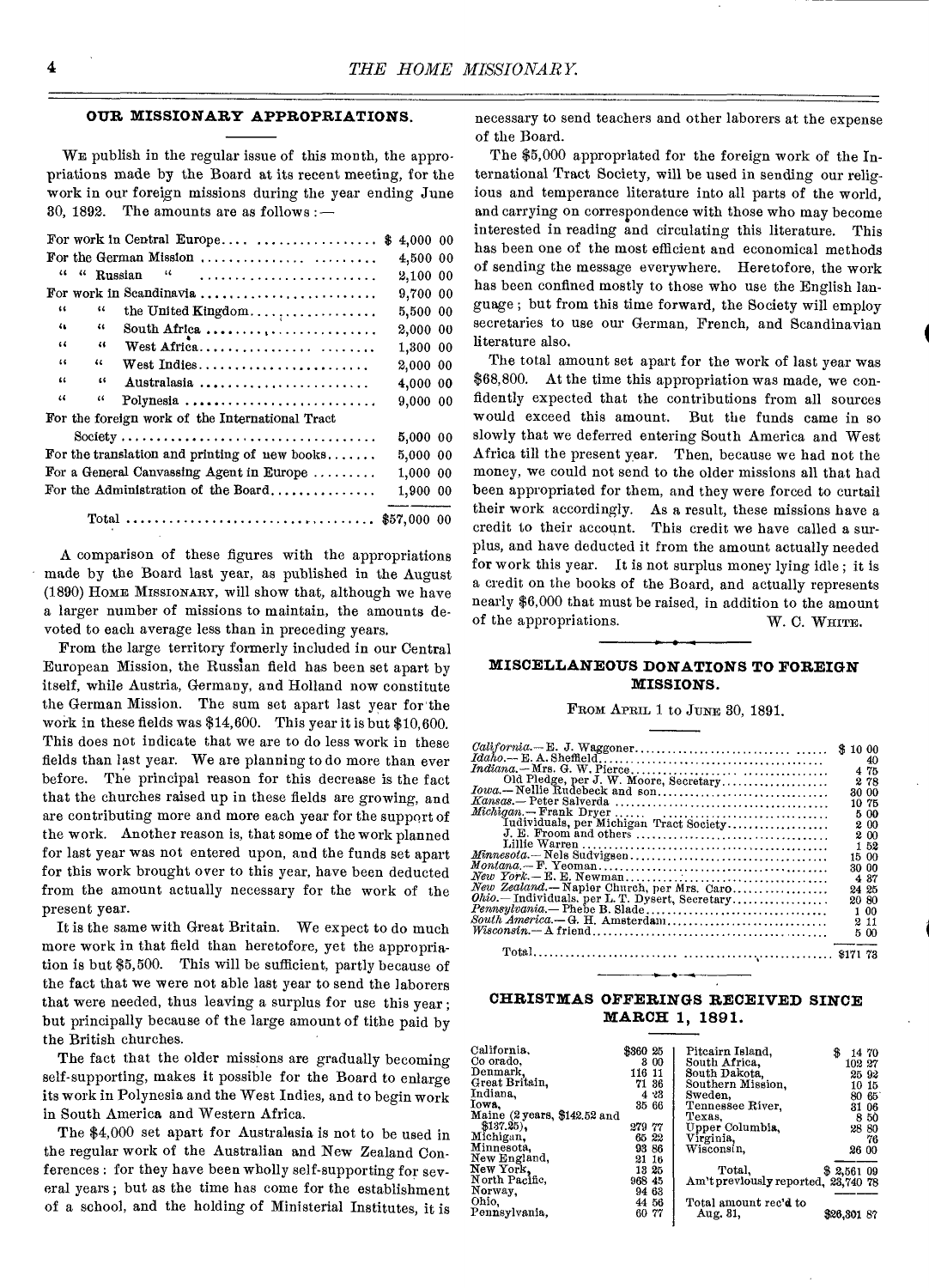## OUR MISSIONARY APPROPRIATIONS.

WE publish in the regular issue of this month, the appropriations made by the Board at its recent meeting, for the work in our foreign missions during the year ending June 30, 1892. The amounts are as follows :—

| | |
|---|---|
| For work in Central Europe | $ 4,000 00 |
| For the German Mission | 4,500 00 |
| " " Russian " | 2,100 00 |
| For work in Scandinavia | 9,700 00 |
| " " the United Kingdom | 5,500 00 |
| " " South Africa | 2,000 00 |
| " " West Africa | 1,300 00 |
| " " West Indies | 2,000 00 |
| " " Australasia | 4,000 00 |
| " " Polynesia | 9,000 00 |
| For the foreign work of the International Tract Society | 5,000 00 |
| For the translation and printing of new books | 5,000 00 |
| For a General Canvassing Agent in Europe | 1,000 00 |
| For the Administration of the Board | 1,900 00 |
| Total | $57,000 00 |

A comparison of these figures with the appropriations made by the Board last year, as published in the August (1890) HOME MISSIONARY, will show that, although we have a larger number of missions to maintain, the amounts devoted to each average less than in preceding years.

From the large territory formerly included in our Central European Mission, the Russian field has been set apart by itself, while Austria, Germany, and Holland now constitute the German Mission. The sum set apart last year for the work in these fields was $14,600. This year it is but $10,600. This does not indicate that we are to do less work in these fields than last year. We are planning to do more than ever before. The principal reason for this decrease is the fact that the churches raised up in these fields are growing, and are contributing more and more each year for the support of the work. Another reason is, that some of the work planned for last year was not entered upon, and the funds set apart for this work brought over to this year, have been deducted from the amount actually necessary for the work of the present year.

It is the same with Great Britain. We expect to do much more work in that field than heretofore, yet the appropriation is but $5,500. This will be sufficient, partly because of the fact that we were not able last year to send the laborers that were needed, thus leaving a surplus for use this year; but principally because of the large amount of tithe paid by the British churches.

The fact that the older missions are gradually becoming self-supporting, makes it possible for the Board to enlarge its work in Polynesia and the West Indies, and to begin work in South America and Western Africa.

The $4,000 set apart for Australasia is not to be used in the regular work of the Australian and New Zealand Conferences: for they have been wholly self-supporting for several years; but as the time has come for the establishment of a school, and the holding of Ministerial Institutes, it is necessary to send teachers and other laborers at the expense of the Board.

The $5,000 appropriated for the foreign work of the International Tract Society, will be used in sending our religious and temperance literature into all parts of the world, and carrying on correspondence with those who may become interested in reading and circulating this literature. This has been one of the most efficient and economical methods of sending the message everywhere. Heretofore, the work has been confined mostly to those who use the English language; but from this time forward, the Society will employ secretaries to use our German, French, and Scandinavian literature also.

The total amount set apart for the work of last year was $68,800. At the time this appropriation was made, we confidently expected that the contributions from all sources would exceed this amount. But the funds came in so slowly that we deferred entering South America and West Africa till the present year. Then, because we had not the money, we could not send to the older missions all that had been appropriated for them, and they were forced to curtail their work accordingly. As a result, these missions have a credit to their account. This credit we have called a surplus, and have deducted it from the amount actually needed for work this year. It is not surplus money lying idle; it is a credit on the books of the Board, and actually represents nearly $6,000 that must be raised, in addition to the amount of the appropriations.

W. C. WHITE.

## MISCELLANEOUS DONATIONS TO FOREIGN MISSIONS.

FROM APRIL 1 to JUNE 30, 1891.

| | |
|---|---|
| *California.*—E. J. Waggoner | $ 10 00 |
| *Idaho.*—E. A. Sheffield | 40 |
| *Indiana.*—Mrs. G. W. Pierce | 4 75 |
| Old Pledge, per J. W. Moore, Secretary | 2 78 |
| *Iowa.*—Nellie Rudebeck and son | 30 00 |
| *Kansas.*—Peter Salverda | 10 75 |
| *Michigan.*—Frank Dryer | 5 00 |
| Individuals, per Michigan Tract Society | 2 00 |
| J. E. Froom and others | 2 00 |
| Lillie Warren | 1 52 |
| *Minnesota.*—Nels Sudvigsen | 15 00 |
| *Montana.*—F. Yeoman | 30 00 |
| *New York.*—E. E. Newman | 4 37 |
| *New Zealand.*—Napier Church, per Mrs. Caro | 24 25 |
| *Ohio.*—Individuals, per L. T. Dysert, Secretary | 20 80 |
| *Pennsylvania.*—Phebe B. Slade | 1 00 |
| *South America.*—G. H. Amsterdam | 2 11 |
| *Wisconsin.*—A friend | 5 00 |
| Total | $171 73 |

## CHRISTMAS OFFERINGS RECEIVED SINCE MARCH 1, 1891.

| | | | |
|---|---|---|---|
| California, | $360 25 | Pitcairn Island, | $ 14 70 |
| Colorado, | 8 00 | South Africa, | 102 27 |
| Denmark, | 116 11 | South Dakota, | 25 93 |
| Great Britain, | 71 36 | Southern Mission, | 10 15 |
| Indiana, | 4 23 | Sweden, | 80 65 |
| Iowa, | 35 66 | Tennessee River, | 31 06 |
| Maine (2 years, $142.52 and $137.25), | 279 77 | Texas, | 8 50 |
| Michigan, | 65 22 | Upper Columbia, | 28 80 |
| Minnesota, | 93 86 | Virginia, | 76 |
| New England, | 21 16 | Wisconsin, | 26 00 |
| New York, | 13 25 | Total, | $ 2,561 09 |
| North Pacific, | 968 45 | Am't previously reported, | 23,740 78 |
| Norway, | 94 63 | | |
| Ohio, | 44 56 | Total amount rec'd to Aug. 31, | $26,301 87 |
| Pennsylvania, | 60 77 | | |